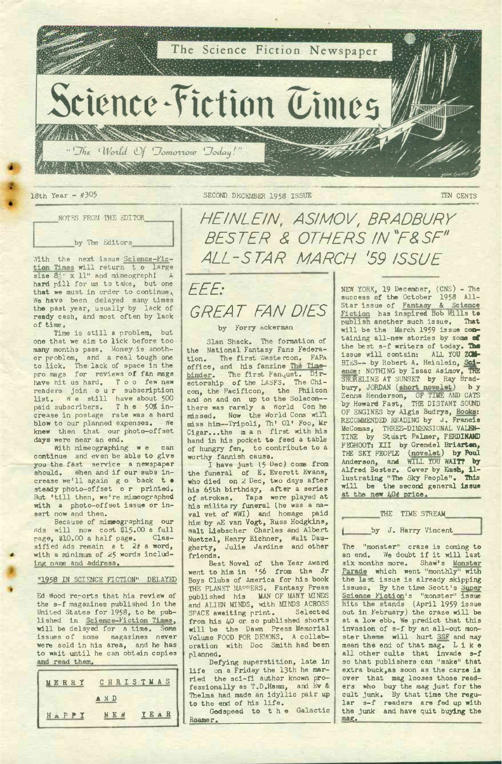# Science-Fiction Times

The Science Fiction Newspaper

"The World Of Tomorrow Today!"

18th Year - #305 SECOND DECEMBER 1958 ISSUE TEN CENTS

## NOTES FROM THE EDITOR

by The Editors

With the next issue Science-Fiction Times will return to large size 8½" x 11" and mimeograph! A hard pill for us to take, but one that we must in order to continue. We have been delayed many times the past year, usually by lack of ready cash, and most often by lack of time.

Time is still a problem, but one that we aim to lick before too many months pass. Money is another problem, and a real tough one to lick. The lack of space in the pro mags for reviews of fan mags have hit us hard. Too few new readers join our subscription list. We still have about 500 paid subscribers. The 50% increase in postage rate was a hard blow to our planned expenses. We knew then that our photo-offset days were near an end.

With mimeographing we can continue and even be able to give you the fast service a newspaper should. When and if our subs increase we'll again go back to steady photo-offset or printed. But 'till then, we're mimeographed with a photo-offset issue or insert now and then.

Because of mimeographing our Ads will now cost $15.00 a full page, $10.00 a half page. Classified Ads remain at 2¢ a word, with a minimum of 25 words including name and address.

## "1958 IN SCIENCE FICTION" DELAYED

Ed Wood reports that his review of the s-f magazines published in the United States for 1958, to be published in Science-Fiction Times, will be delayed for a time. Some issues of some magazines never were sold in his area, and he has to wait until he can obtain copies and read them.

MERRY CHRISTMAS AND HAPPY NEW YEAR

## EEE: GREAT FAN DIES

by Forry Ackerman

Slan Shack. The formation of the National Fantasy Fans Federation. The first Westercon. FAPA office, and his fanzine The Timebinder. The first Fanquet. Directorship of the LASFS. The Chicon, the Pacificon, the Philcon and on and on up to the Solacon--there was rarely a World Con he missed. Now the World Cons will miss him--Tripoli, Th' Ol' Foo, Mr Cigar...the man first with his hand in his pocket to feed a table of hungry fen, to contribute to a worthy fannish cause.

I have just (5 Dec) come from the funeral of E. Everett Evans, who died on 2 Dec, two days after his 65th birthday, after a series of strokes. Taps were played at his military funeral (he was a naval vet of WWI) and homage paid him by AE van Vogt, Russ Hodgkins, Walt Liebscher Charles and Albert Nuetzel, Henry Eichner, Walt Daugherty, Julie Jardine and other friends.

Best Novel of the Year Award went to him in '56 from the Jr Boys Clubs of America for his book THE PLANET MAPPERS. Fantasy Press published his MAN OF MANY MINDS and ALIEN MINDS, with MINDS ACROSS SPACE awaiting print. Selected from his 40 or so published shorts will be the Dawn Press Memorial Volume FOOD FOR DEMONS. A collaboration with Doc Smith had been planned.

Defying superstition, late in life on a Friday the 13th he married the sci-fi author known professionally as T.D.Hamm, and Ev & Thelma had made an idyllic pair up to the end of his life.

Godspeed to the Galactic Roamer.

## HEINLEIN, ASIMOV, BRADBURY BESTER & OTHERS IN "F&SF" ALL-STAR MARCH '59 ISSUE

NEW YORK, 19 December, (CNS) - The success of the October 1958 All-Star issue of Fantasy & Science Fiction has inspired Bob Mills to publish another such issue. That will be the March 1959 issue containing all-new stories by some of the best s-f writers of today. The issue will contain: ALL YOU ZOMBIES-- by Robert A. Heinlein, Science: NOTHING by Isaac Asimov, THE SHORELINE AT SUNSET by Ray Bradbury, JORDAN (short novelet) by Zenna Henderson, OF TIME AND CATS by Howard Fast, THE DISTANT SOUND OF ENGINES by Algis Budrys, Books: RECOMMENDED READING by J. Francis McComas, THREE-DIMENSIONAL VALENTINE by Stuart Palmer, FERDINAND FEGHOOT: XII by Grendel Briarton, THE SKY PEOPLE (novelet) by Poul Anderson, and WILL YOU WAIT? by Alfred Bester. Cover by Emsh, illustrating "The Sky People". This will be the second general issue at the new 40¢ price.

## THE TIME STREAM

by J. Harry Vincent

The "monster" craze is coming to an end. We doubt if it will last six months more. Shaw's Monster Parade which went "monthly" with the last issue is already skipping issues. By the time Scott's Super Science Fiction's "monster" issue hits the stands (April 1959 issue out in February) the craze will be at a low ebb. We predict that this invasion of s-f by an all-out monster theme will hurt SSF and may mean the end of that mag. Like all other cults that invade s-f so that publishers can "make" that extra buck, as soon as the carze is over that mag looses those readers who buy the mag just for the cult junk. By that time the regular s-f readers are fed up with the junk and have quit buying the mag.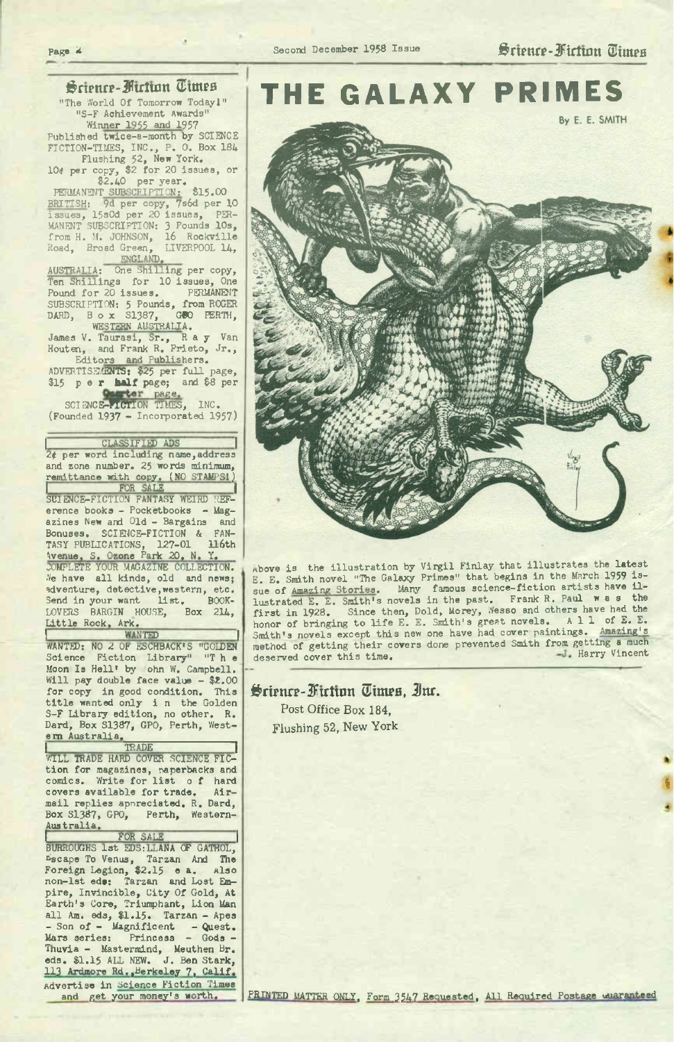# Science-Fiction Times

"The World Of Tomorrow Today!"
"S-F Achievement Awards"
Winner 1955 and 1957

Published twice-a-month by SCIENCE FICTION-TIMES, INC., P. O. Box 184 Flushing 52, New York.

10¢ per copy, $2 for 20 issues, or $2.40 per year.

PERMANENT SUBSCRIPTION: $15.00

BRITISH: 9d per copy, 7s6d per 10 issues, 15s0d per 20 issues, PERMANENT SUBSCRIPTION: 3 Pounds 10s, from H. M. JOHNSON, 16 Rockville Road, Broad Green, LIVERPOOL 14, ENGLAND.

AUSTRALIA: One Shilling per copy, Ten Shillings for 10 issues, One Pound for 20 issues. PERMANENT SUBSCRIPTION: 5 Pounds, from ROGER DARD, Box S1387, GPO PERTH, WESTERN AUSTRALIA.

James V. Taurasi, Sr., Ray Van Houten, and Frank R. Prieto, Jr., Editors and Publishers.

ADVERTISEMENTS: $25 per full page, $15 per half page; and $8 per Quarter page.

SCIENCE-FICTION TIMES, INC.
(Founded 1937 - Incorporated 1957)

## CLASSIFIED ADS

2¢ per word including name, address and zone number. 25 words minimum, remittance with copy. (NO STAMPS!)

### FOR SALE

SCIENCE-FICTION FANTASY WEIRD Reference books - Pocketbooks - Magazines New and Old - Bargains and Bonuses. SCIENCE-FICTION & FANTASY PUBLICATIONS, 127-01 116th Avenue, S. Ozone Park 20, N. Y.

COMPLETE YOUR MAGAZINE COLLECTION. We have all kinds, old and news; adventure, detective, western, etc. Send in your want list. BOOKLOVERS BARGAIN HOUSE, Box 214, Little Rock, Ark.

### WANTED

WANTED: NO 2 OF ESCHBACK'S "GOLDEN Science Fiction Library" "The Moon Is Hell" by ohn W. Campbell. Will pay double face value - $2.00 for copy in good condition. This title wanted only in the Golden S-F Library edition, no other. R. Dard, Box S1387, GPO, Perth, Western Australia.

### TRADE

WILL TRADE HARD COVER SCIENCE FICtion for magazines, paperbacks and comics. Write for list of hard covers available for trade. Airmail replies appreciated. R. Dard, Box S1387, GPO, Perth, Western-Australia.

### FOR SALE

BURROUGHS 1st EDS: LLANA OF GATHOL, Escape To Venus, Tarzan And The Foreign Legion, $2.15 ea. Also non-1st eds: Tarzan and Lost Empire, Invincible, City Of Gold, At Earth's Core, Triumphant, Lion Man all Am. eds, $1.15. Tarzan - Apes - Son of - Magnificent - Quest. Mars series: Princess - Gods - Thuvia - Mastermind, Meuthen Br. eds. $1.15 ALL NEW. J. Ben Stark, 113 Ardmore Rd., Berkeley 7, Calif.

Advertise in Science Fiction Times and get your money's worth.

# THE GALAXY PRIMES

By E. E. SMITH

Above is the illustration by Virgil Finlay that illustrates the latest E. E. Smith novel "The Galaxy Primes" that begins in the March 1959 issue of Amazing Stories. Many famous science-fiction artists have illustrated E. E. Smith's novels in the past. Frank R. Paul was the first in 1928. Since then, Dold, Morey, Wesso and others have had the honor of bringing to life E. E. Smith's great novels. All of E. E. Smith's novels except this new one have had cover paintings. Amazing's method of getting their covers done prevented Smith from getting a much deserved cover this time.
—J. Harry Vincent

## Science-Fiction Times, Inc.

Post Office Box 184,
Flushing 52, New York

PRINTED MATTER ONLY, Form 3547 Requested, All Required Postage Guaranteed